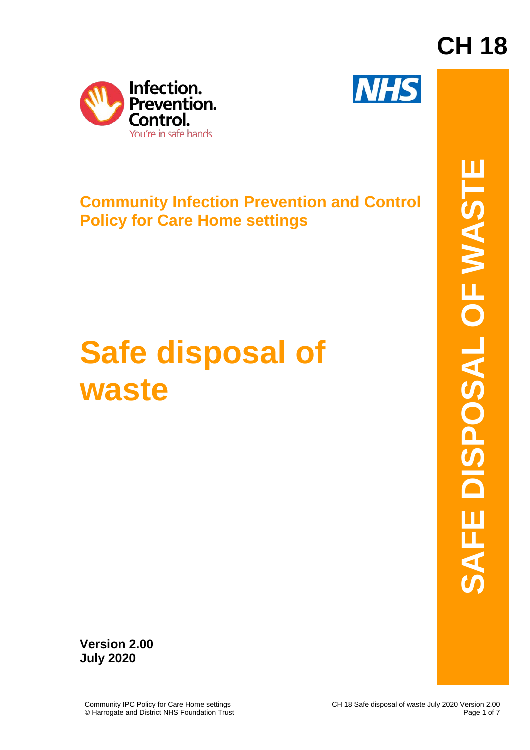CH 18

Infection. Prevention. Control.
You're in safe hands

NHS

SAFE DISPOSAL OF WASTE

## Community Infection Prevention and Control Policy for Care Home settings

# Safe disposal of waste

**Version 2.00**
**July 2020**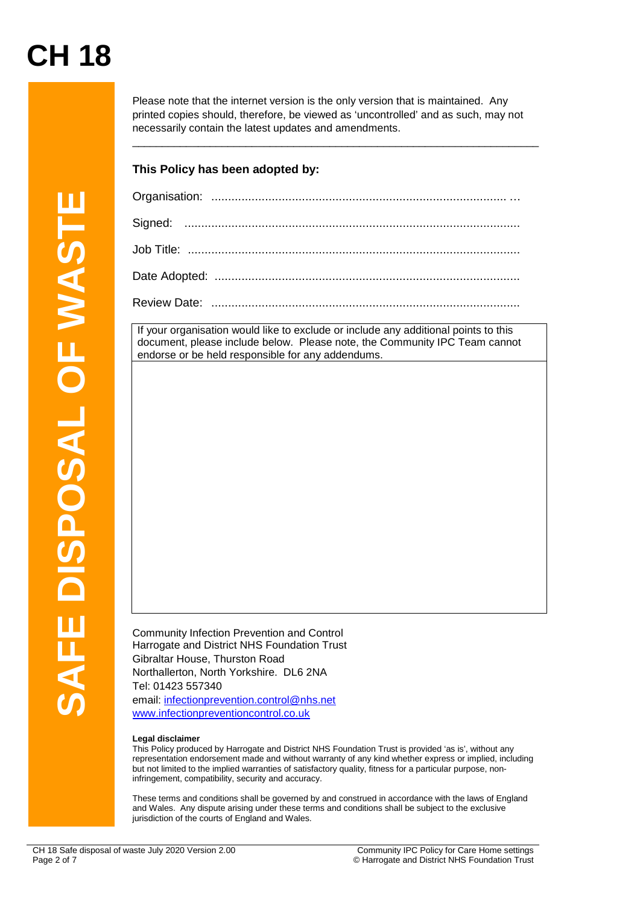# CH 18

# SAFE DISPOSAL OF WASTE

Please note that the internet version is the only version that is maintained. Any printed copies should, therefore, be viewed as 'uncontrolled' and as such, may not necessarily contain the latest updates and amendments.

---

**This Policy has been adopted by:**

Organisation: ........................................................................................ …

Signed: ...................................................................................................

Job Title: .................................................................................................

Date Adopted: .........................................................................................

Review Date: ...........................................................................................

| If your organisation would like to exclude or include any additional points to this document, please include below. Please note, the Community IPC Team cannot endorse or be held responsible for any addendums. |
| --- |
| |

Community Infection Prevention and Control
Harrogate and District NHS Foundation Trust
Gibraltar House, Thurston Road
Northallerton, North Yorkshire. DL6 2NA
Tel: 01423 557340
email: infectionprevention.control@nhs.net
www.infectionpreventioncontrol.co.uk

**Legal disclaimer**

This Policy produced by Harrogate and District NHS Foundation Trust is provided 'as is', without any representation endorsement made and without warranty of any kind whether express or implied, including but not limited to the implied warranties of satisfactory quality, fitness for a particular purpose, non-infringement, compatibility, security and accuracy.

These terms and conditions shall be governed by and construed in accordance with the laws of England and Wales. Any dispute arising under these terms and conditions shall be subject to the exclusive jurisdiction of the courts of England and Wales.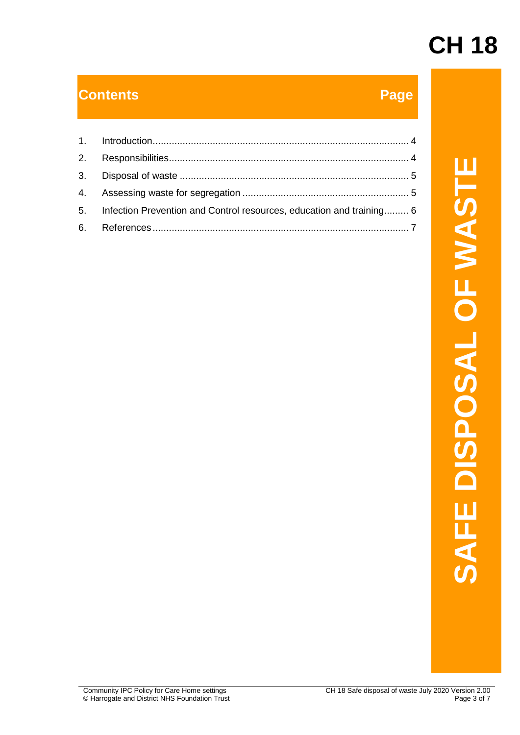# CH 18

# SAFE DISPOSAL OF WASTE

## Contents

| | Contents | Page |
|---|---|---|
| 1. | Introduction | 4 |
| 2. | Responsibilities | 4 |
| 3. | Disposal of waste | 5 |
| 4. | Assessing waste for segregation | 5 |
| 5. | Infection Prevention and Control resources, education and training | 6 |
| 6. | References | 7 |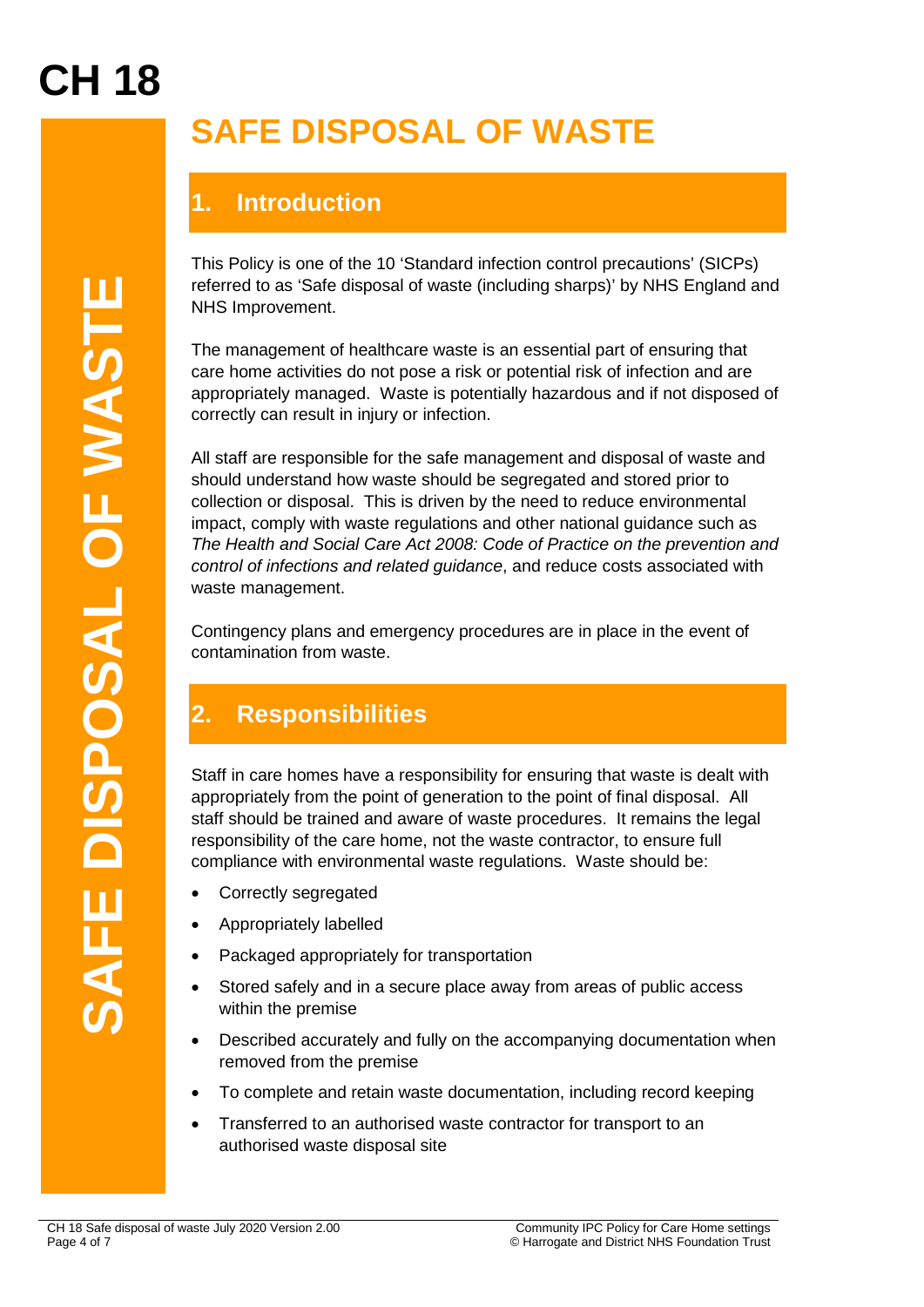# CH 18

# SAFE DISPOSAL OF WASTE

## 1. Introduction

This Policy is one of the 10 'Standard infection control precautions' (SICPs) referred to as 'Safe disposal of waste (including sharps)' by NHS England and NHS Improvement.

The management of healthcare waste is an essential part of ensuring that care home activities do not pose a risk or potential risk of infection and are appropriately managed. Waste is potentially hazardous and if not disposed of correctly can result in injury or infection.

All staff are responsible for the safe management and disposal of waste and should understand how waste should be segregated and stored prior to collection or disposal. This is driven by the need to reduce environmental impact, comply with waste regulations and other national guidance such as *The Health and Social Care Act 2008: Code of Practice on the prevention and control of infections and related guidance*, and reduce costs associated with waste management.

Contingency plans and emergency procedures are in place in the event of contamination from waste.

## 2. Responsibilities

Staff in care homes have a responsibility for ensuring that waste is dealt with appropriately from the point of generation to the point of final disposal. All staff should be trained and aware of waste procedures. It remains the legal responsibility of the care home, not the waste contractor, to ensure full compliance with environmental waste regulations. Waste should be:

- Correctly segregated
- Appropriately labelled
- Packaged appropriately for transportation
- Stored safely and in a secure place away from areas of public access within the premise
- Described accurately and fully on the accompanying documentation when removed from the premise
- To complete and retain waste documentation, including record keeping
- Transferred to an authorised waste contractor for transport to an authorised waste disposal site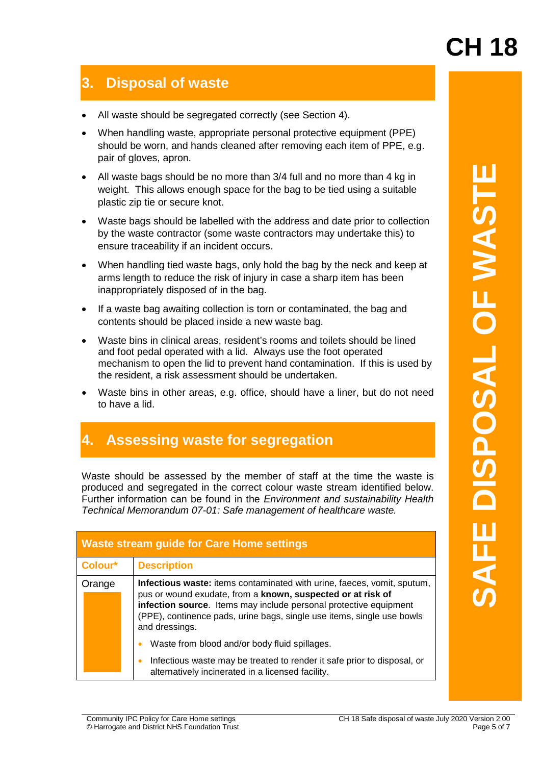## 3. Disposal of waste

- All waste should be segregated correctly (see Section 4).
- When handling waste, appropriate personal protective equipment (PPE) should be worn, and hands cleaned after removing each item of PPE, e.g. pair of gloves, apron.
- All waste bags should be no more than 3/4 full and no more than 4 kg in weight. This allows enough space for the bag to be tied using a suitable plastic zip tie or secure knot.
- Waste bags should be labelled with the address and date prior to collection by the waste contractor (some waste contractors may undertake this) to ensure traceability if an incident occurs.
- When handling tied waste bags, only hold the bag by the neck and keep at arms length to reduce the risk of injury in case a sharp item has been inappropriately disposed of in the bag.
- If a waste bag awaiting collection is torn or contaminated, the bag and contents should be placed inside a new waste bag.
- Waste bins in clinical areas, resident's rooms and toilets should be lined and foot pedal operated with a lid. Always use the foot operated mechanism to open the lid to prevent hand contamination. If this is used by the resident, a risk assessment should be undertaken.
- Waste bins in other areas, e.g. office, should have a liner, but do not need to have a lid.

## 4. Assessing waste for segregation

Waste should be assessed by the member of staff at the time the waste is produced and segregated in the correct colour waste stream identified below. Further information can be found in the *Environment and sustainability Health Technical Memorandum 07-01: Safe management of healthcare waste.*

**Waste stream guide for Care Home settings**

| Colour* | Description |
|---|---|
| Orange | **Infectious waste:** items contaminated with urine, faeces, vomit, sputum, pus or wound exudate, from a **known, suspected or at risk of infection source**. Items may include personal protective equipment (PPE), continence pads, urine bags, single use items, single use bowls and dressings.<br>• Waste from blood and/or body fluid spillages.<br>• Infectious waste may be treated to render it safe prior to disposal, or alternatively incinerated in a licensed facility. |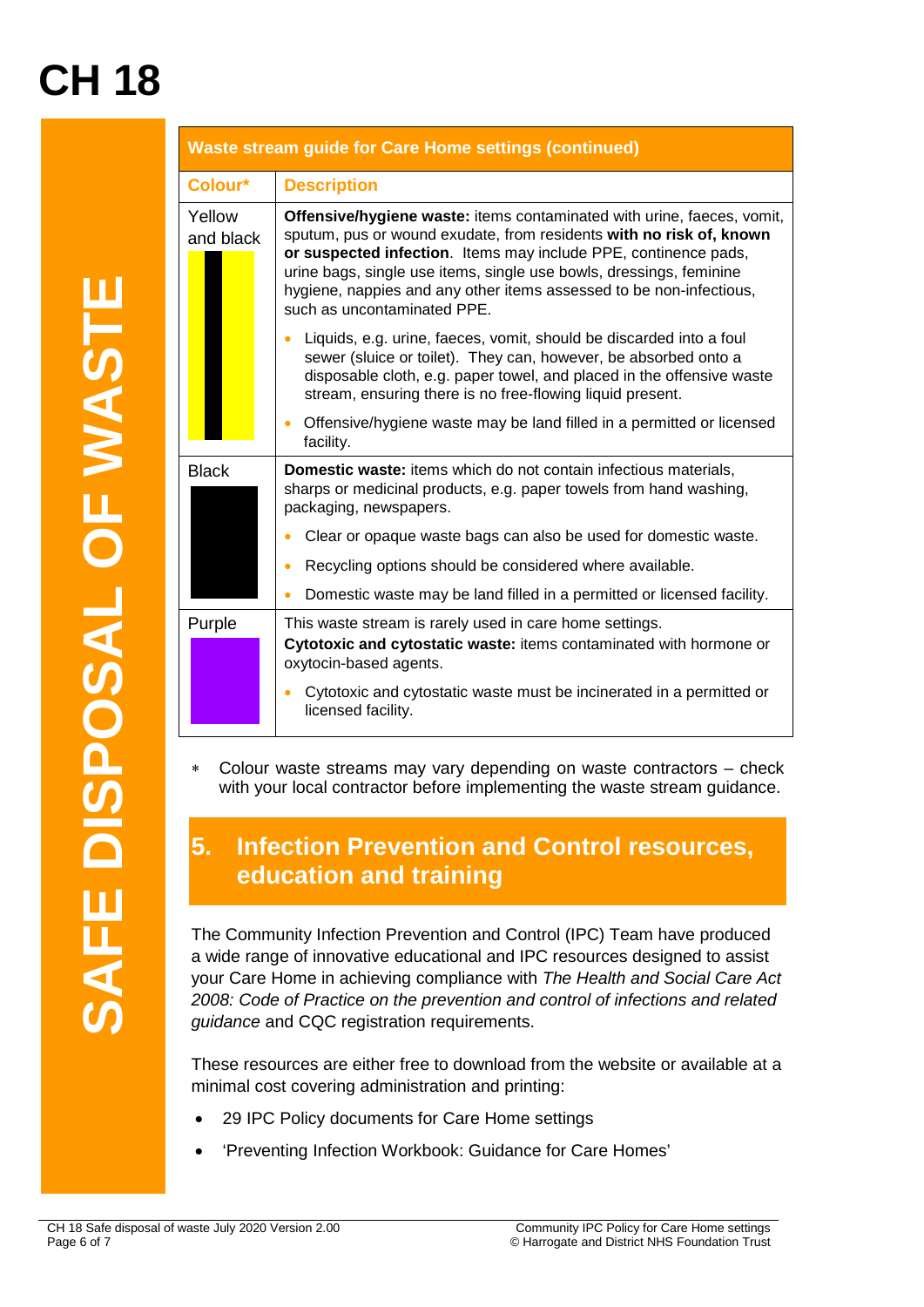# CH 18

SAFE DISPOSAL OF WASTE

| Waste stream guide for Care Home settings (continued) | |
|---|---|
| **Colour*** | **Description** |
| Yellow and black | **Offensive/hygiene waste:** items contaminated with urine, faeces, vomit, sputum, pus or wound exudate, from residents **with no risk of, known or suspected infection**. Items may include PPE, continence pads, urine bags, single use items, single use bowls, dressings, feminine hygiene, nappies and any other items assessed to be non-infectious, such as uncontaminated PPE.<br>• Liquids, e.g. urine, faeces, vomit, should be discarded into a foul sewer (sluice or toilet). They can, however, be absorbed onto a disposable cloth, e.g. paper towel, and placed in the offensive waste stream, ensuring there is no free-flowing liquid present.<br>• Offensive/hygiene waste may be land filled in a permitted or licensed facility. |
| Black | **Domestic waste:** items which do not contain infectious materials, sharps or medicinal products, e.g. paper towels from hand washing, packaging, newspapers.<br>• Clear or opaque waste bags can also be used for domestic waste.<br>• Recycling options should be considered where available.<br>• Domestic waste may be land filled in a permitted or licensed facility. |
| Purple | This waste stream is rarely used in care home settings.<br>**Cytotoxic and cytostatic waste:** items contaminated with hormone or oxytocin-based agents.<br>• Cytotoxic and cytostatic waste must be incinerated in a permitted or licensed facility. |

∗ Colour waste streams may vary depending on waste contractors – check with your local contractor before implementing the waste stream guidance.

## 5. Infection Prevention and Control resources, education and training

The Community Infection Prevention and Control (IPC) Team have produced a wide range of innovative educational and IPC resources designed to assist your Care Home in achieving compliance with *The Health and Social Care Act 2008: Code of Practice on the prevention and control of infections and related guidance* and CQC registration requirements.

These resources are either free to download from the website or available at a minimal cost covering administration and printing:

- 29 IPC Policy documents for Care Home settings
- 'Preventing Infection Workbook: Guidance for Care Homes'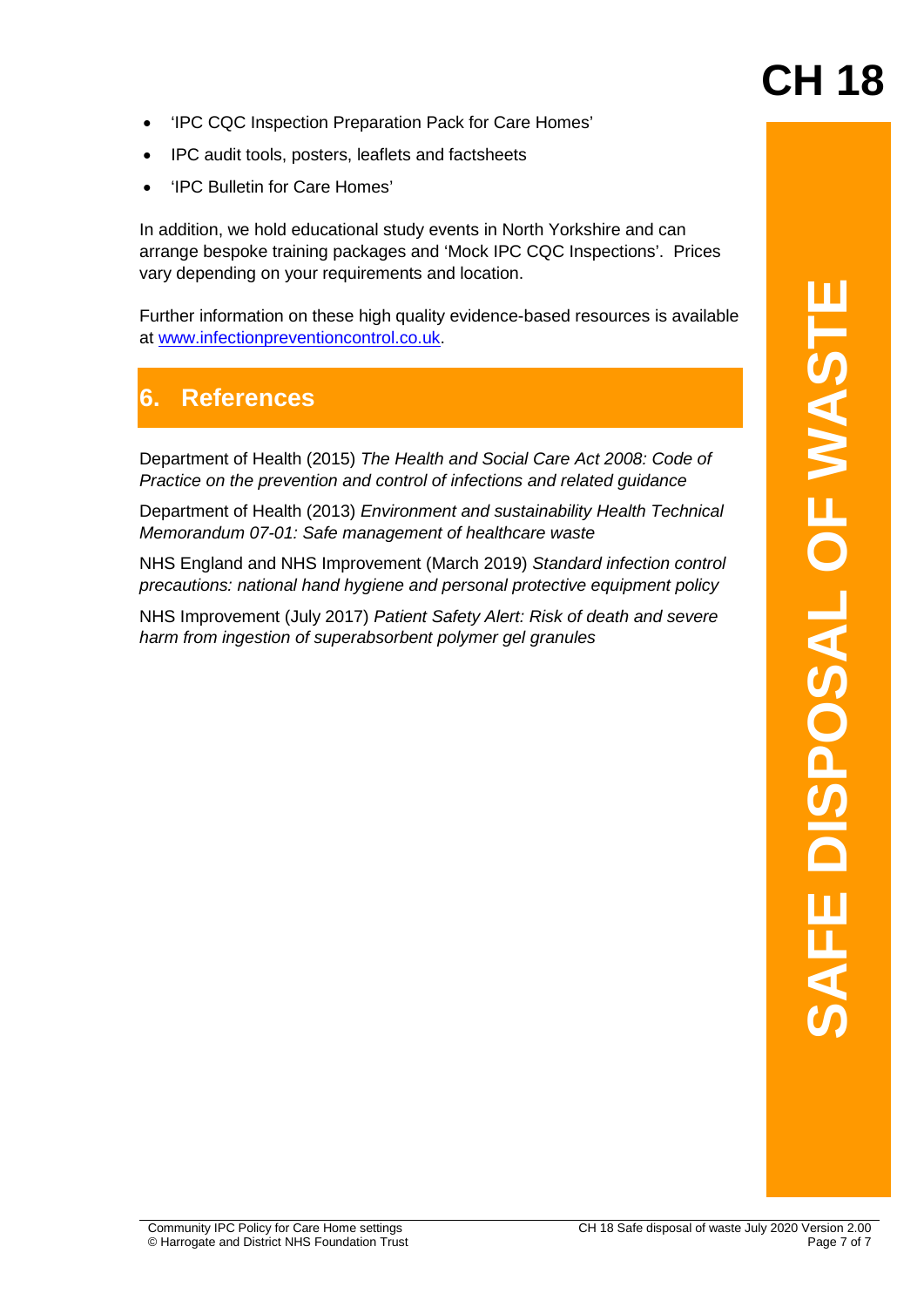- 'IPC CQC Inspection Preparation Pack for Care Homes'
- IPC audit tools, posters, leaflets and factsheets
- 'IPC Bulletin for Care Homes'

In addition, we hold educational study events in North Yorkshire and can arrange bespoke training packages and 'Mock IPC CQC Inspections'. Prices vary depending on your requirements and location.

Further information on these high quality evidence-based resources is available at [www.infectionpreventioncontrol.co.uk](http://www.infectionpreventioncontrol.co.uk).

## 6. References

Department of Health (2015) *The Health and Social Care Act 2008: Code of Practice on the prevention and control of infections and related guidance*

Department of Health (2013) *Environment and sustainability Health Technical Memorandum 07-01: Safe management of healthcare waste*

NHS England and NHS Improvement (March 2019) *Standard infection control precautions: national hand hygiene and personal protective equipment policy*

NHS Improvement (July 2017) *Patient Safety Alert: Risk of death and severe harm from ingestion of superabsorbent polymer gel granules*